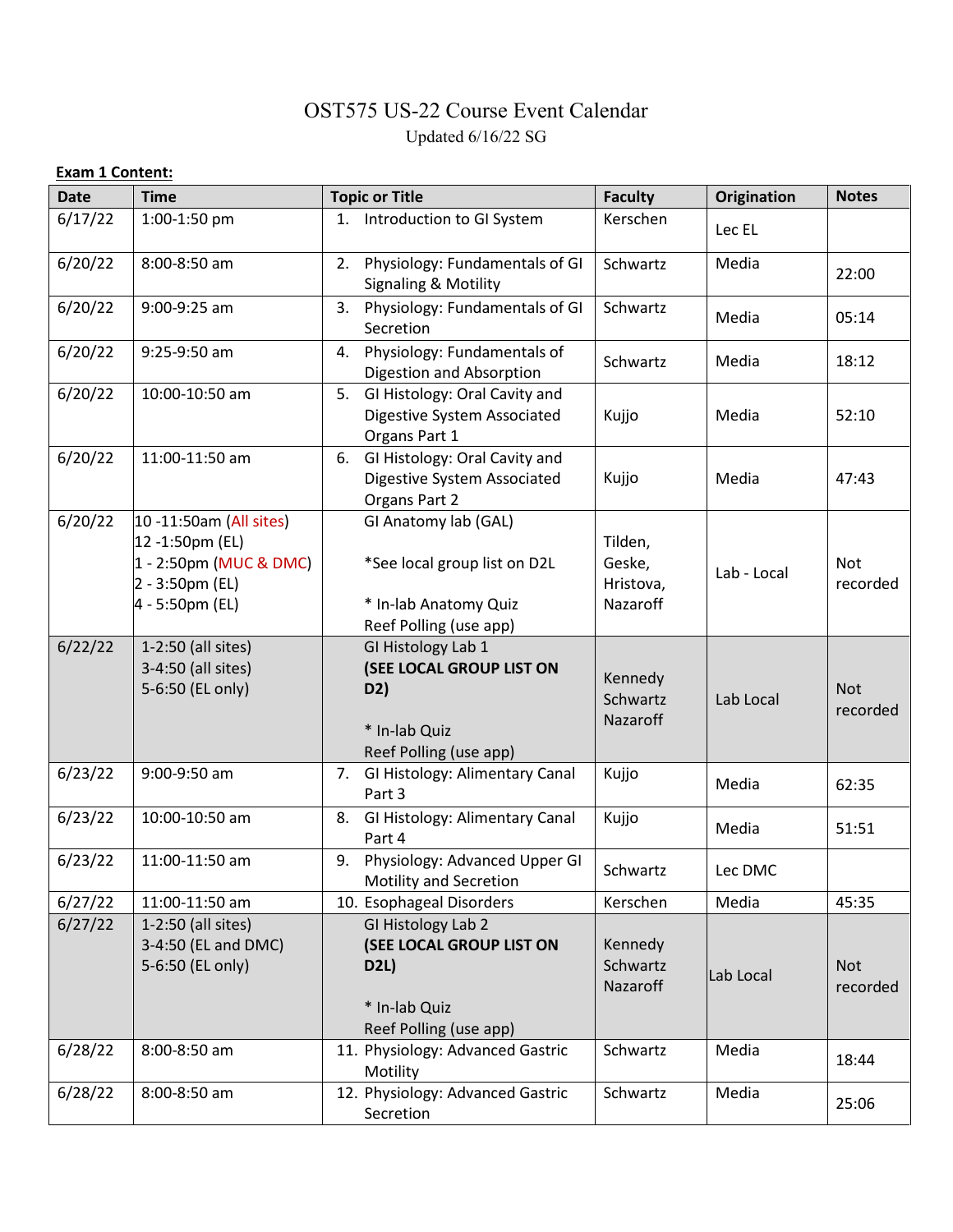# OST575 US-22 Course Event Calendar

Updated 6/16/22 SG

**Exam 1 Content:**

| Date | Time | Topic or Title | Faculty | Origination | Notes |
|---|---|---|---|---|---|
| 6/17/22 | 1:00-1:50 pm | 1. Introduction to GI System | Kerschen | Lec EL | |
| 6/20/22 | 8:00-8:50 am | 2. Physiology: Fundamentals of GI Signaling & Motility | Schwartz | Media | 22:00 |
| 6/20/22 | 9:00-9:25 am | 3. Physiology: Fundamentals of GI Secretion | Schwartz | Media | 05:14 |
| 6/20/22 | 9:25-9:50 am | 4. Physiology: Fundamentals of Digestion and Absorption | Schwartz | Media | 18:12 |
| 6/20/22 | 10:00-10:50 am | 5. GI Histology: Oral Cavity and Digestive System Associated Organs Part 1 | Kujjo | Media | 52:10 |
| 6/20/22 | 11:00-11:50 am | 6. GI Histology: Oral Cavity and Digestive System Associated Organs Part 2 | Kujjo | Media | 47:43 |
| 6/20/22 | 10 -11:50am (All sites)<br>12 -1:50pm (EL)<br>1 - 2:50pm (MUC & DMC)<br>2 - 3:50pm (EL)<br>4 - 5:50pm (EL) | GI Anatomy lab (GAL)<br><br>*See local group list on D2L<br><br>* In-lab Anatomy Quiz<br>Reef Polling (use app) | Tilden, Geske, Hristova, Nazaroff | Lab - Local | Not recorded |
| 6/22/22 | 1-2:50 (all sites)<br>3-4:50 (all sites)<br>5-6:50 (EL only) | GI Histology Lab 1<br>**(SEE LOCAL GROUP LIST ON D2)**<br><br>* In-lab Quiz<br>Reef Polling (use app) | Kennedy Schwartz Nazaroff | Lab Local | Not recorded |
| 6/23/22 | 9:00-9:50 am | 7. GI Histology: Alimentary Canal Part 3 | Kujjo | Media | 62:35 |
| 6/23/22 | 10:00-10:50 am | 8. GI Histology: Alimentary Canal Part 4 | Kujjo | Media | 51:51 |
| 6/23/22 | 11:00-11:50 am | 9. Physiology: Advanced Upper GI Motility and Secretion | Schwartz | Lec DMC | |
| 6/27/22 | 11:00-11:50 am | 10. Esophageal Disorders | Kerschen | Media | 45:35 |
| 6/27/22 | 1-2:50 (all sites)<br>3-4:50 (EL and DMC)<br>5-6:50 (EL only) | GI Histology Lab 2<br>**(SEE LOCAL GROUP LIST ON D2L)**<br><br>* In-lab Quiz<br>Reef Polling (use app) | Kennedy Schwartz Nazaroff | Lab Local | Not recorded |
| 6/28/22 | 8:00-8:50 am | 11. Physiology: Advanced Gastric Motility | Schwartz | Media | 18:44 |
| 6/28/22 | 8:00-8:50 am | 12. Physiology: Advanced Gastric Secretion | Schwartz | Media | 25:06 |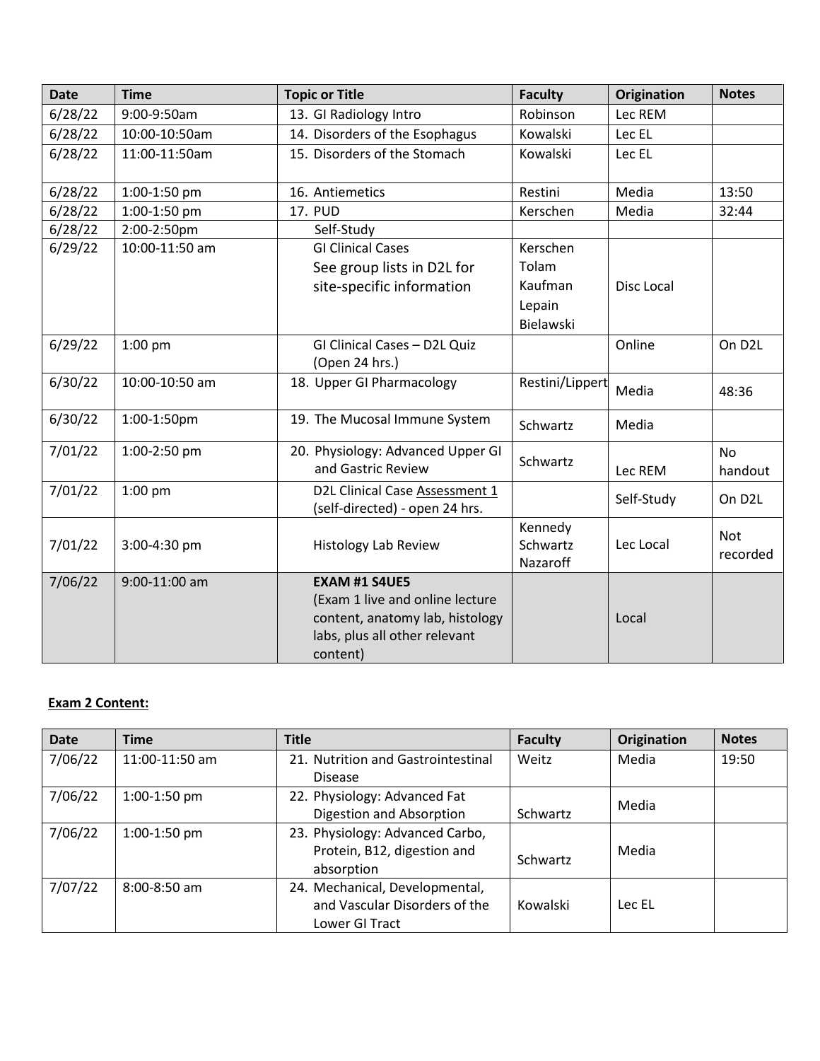| Date | Time | Topic or Title | Faculty | Origination | Notes |
| --- | --- | --- | --- | --- | --- |
| 6/28/22 | 9:00-9:50am | 13. GI Radiology Intro | Robinson | Lec REM | |
| 6/28/22 | 10:00-10:50am | 14. Disorders of the Esophagus | Kowalski | Lec EL | |
| 6/28/22 | 11:00-11:50am | 15. Disorders of the Stomach | Kowalski | Lec EL | |
| 6/28/22 | 1:00-1:50 pm | 16. Antiemetics | Restini | Media | 13:50 |
| 6/28/22 | 1:00-1:50 pm | 17. PUD | Kerschen | Media | 32:44 |
| 6/28/22 | 2:00-2:50pm | Self-Study | | | |
| 6/29/22 | 10:00-11:50 am | GI Clinical Cases<br>See group lists in D2L for site-specific information | Kerschen<br>Tolam<br>Kaufman<br>Lepain<br>Bielawski | Disc Local | |
| 6/29/22 | 1:00 pm | GI Clinical Cases – D2L Quiz (Open 24 hrs.) | | Online | On D2L |
| 6/30/22 | 10:00-10:50 am | 18. Upper GI Pharmacology | Restini/Lippert | Media | 48:36 |
| 6/30/22 | 1:00-1:50pm | 19. The Mucosal Immune System | Schwartz | Media | |
| 7/01/22 | 1:00-2:50 pm | 20. Physiology: Advanced Upper GI and Gastric Review | Schwartz | Lec REM | No handout |
| 7/01/22 | 1:00 pm | D2L Clinical Case Assessment 1 (self-directed) - open 24 hrs. | | Self-Study | On D2L |
| 7/01/22 | 3:00-4:30 pm | Histology Lab Review | Kennedy<br>Schwartz<br>Nazaroff | Lec Local | Not recorded |
| 7/06/22 | 9:00-11:00 am | **EXAM #1 S4UE5**<br>(Exam 1 live and online lecture content, anatomy lab, histology labs, plus all other relevant content) | | Local | |

**Exam 2 Content:**

| Date | Time | Title | Faculty | Origination | Notes |
| --- | --- | --- | --- | --- | --- |
| 7/06/22 | 11:00-11:50 am | 21. Nutrition and Gastrointestinal Disease | Weitz | Media | 19:50 |
| 7/06/22 | 1:00-1:50 pm | 22. Physiology: Advanced Fat Digestion and Absorption | Schwartz | Media | |
| 7/06/22 | 1:00-1:50 pm | 23. Physiology: Advanced Carbo, Protein, B12, digestion and absorption | Schwartz | Media | |
| 7/07/22 | 8:00-8:50 am | 24. Mechanical, Developmental, and Vascular Disorders of the Lower GI Tract | Kowalski | Lec EL | |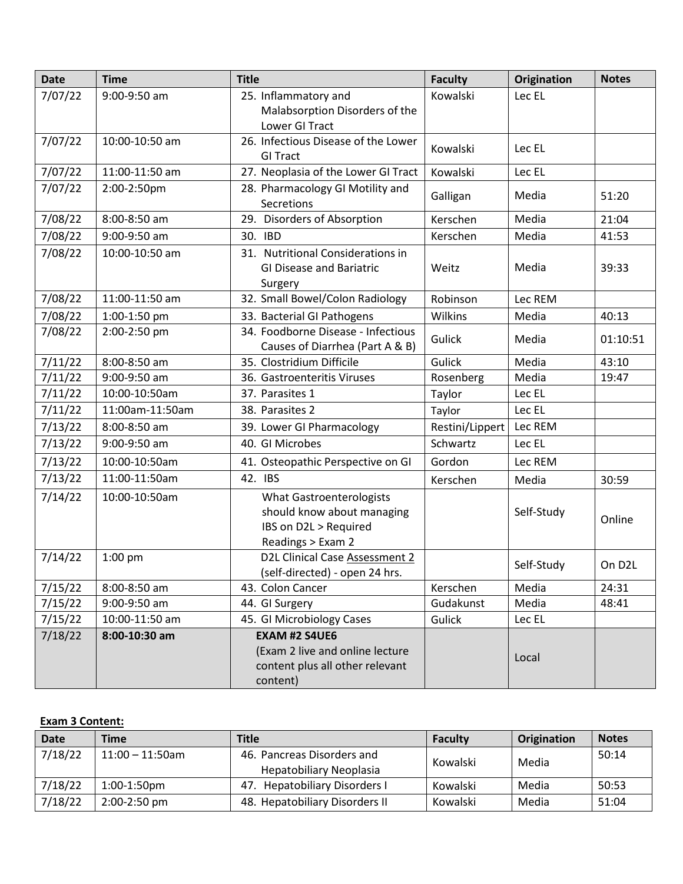| Date | Time | Title | Faculty | Origination | Notes |
|---|---|---|---|---|---|
| 7/07/22 | 9:00-9:50 am | 25. Inflammatory and Malabsorption Disorders of the Lower GI Tract | Kowalski | Lec EL | |
| 7/07/22 | 10:00-10:50 am | 26. Infectious Disease of the Lower GI Tract | Kowalski | Lec EL | |
| 7/07/22 | 11:00-11:50 am | 27. Neoplasia of the Lower GI Tract | Kowalski | Lec EL | |
| 7/07/22 | 2:00-2:50pm | 28. Pharmacology GI Motility and Secretions | Galligan | Media | 51:20 |
| 7/08/22 | 8:00-8:50 am | 29. Disorders of Absorption | Kerschen | Media | 21:04 |
| 7/08/22 | 9:00-9:50 am | 30. IBD | Kerschen | Media | 41:53 |
| 7/08/22 | 10:00-10:50 am | 31. Nutritional Considerations in GI Disease and Bariatric Surgery | Weitz | Media | 39:33 |
| 7/08/22 | 11:00-11:50 am | 32. Small Bowel/Colon Radiology | Robinson | Lec REM | |
| 7/08/22 | 1:00-1:50 pm | 33. Bacterial GI Pathogens | Wilkins | Media | 40:13 |
| 7/08/22 | 2:00-2:50 pm | 34. Foodborne Disease - Infectious Causes of Diarrhea (Part A & B) | Gulick | Media | 01:10:51 |
| 7/11/22 | 8:00-8:50 am | 35. Clostridium Difficile | Gulick | Media | 43:10 |
| 7/11/22 | 9:00-9:50 am | 36. Gastroenteritis Viruses | Rosenberg | Media | 19:47 |
| 7/11/22 | 10:00-10:50am | 37. Parasites 1 | Taylor | Lec EL | |
| 7/11/22 | 11:00am-11:50am | 38. Parasites 2 | Taylor | Lec EL | |
| 7/13/22 | 8:00-8:50 am | 39. Lower GI Pharmacology | Restini/Lippert | Lec REM | |
| 7/13/22 | 9:00-9:50 am | 40. GI Microbes | Schwartz | Lec EL | |
| 7/13/22 | 10:00-10:50am | 41. Osteopathic Perspective on GI | Gordon | Lec REM | |
| 7/13/22 | 11:00-11:50am | 42. IBS | Kerschen | Media | 30:59 |
| 7/14/22 | 10:00-10:50am | What Gastroenterologists should know about managing IBS on D2L > Required Readings > Exam 2 | | Self-Study | Online |
| 7/14/22 | 1:00 pm | D2L Clinical Case Assessment 2 (self-directed) - open 24 hrs. | | Self-Study | On D2L |
| 7/15/22 | 8:00-8:50 am | 43. Colon Cancer | Kerschen | Media | 24:31 |
| 7/15/22 | 9:00-9:50 am | 44. GI Surgery | Gudakunst | Media | 48:41 |
| 7/15/22 | 10:00-11:50 am | 45. GI Microbiology Cases | Gulick | Lec EL | |
| **7/18/22** | **8:00-10:30 am** | **EXAM #2 S4UE6** (Exam 2 live and online lecture content plus all other relevant content) | | Local | |

**Exam 3 Content:**

| Date | Time | Title | Faculty | Origination | Notes |
|---|---|---|---|---|---|
| 7/18/22 | 11:00 – 11:50am | 46. Pancreas Disorders and Hepatobiliary Neoplasia | Kowalski | Media | 50:14 |
| 7/18/22 | 1:00-1:50pm | 47. Hepatobiliary Disorders I | Kowalski | Media | 50:53 |
| 7/18/22 | 2:00-2:50 pm | 48. Hepatobiliary Disorders II | Kowalski | Media | 51:04 |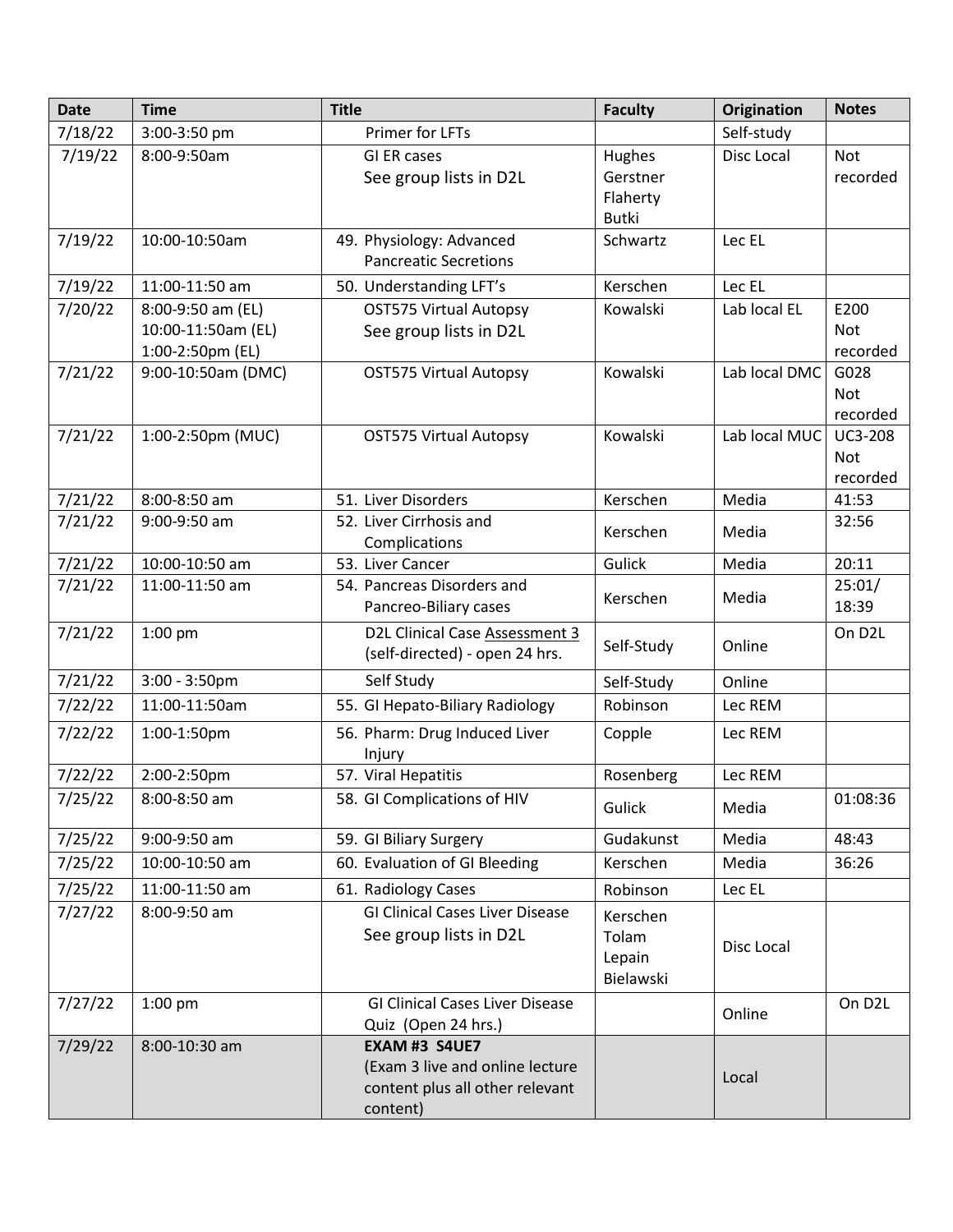| Date | Time | Title | Faculty | Origination | Notes |
|---|---|---|---|---|---|
| 7/18/22 | 3:00-3:50 pm | Primer for LFTs | | Self-study | |
| 7/19/22 | 8:00-9:50am | GI ER cases<br>See group lists in D2L | Hughes<br>Gerstner<br>Flaherty<br>Butki | Disc Local | Not recorded |
| 7/19/22 | 10:00-10:50am | 49. Physiology: Advanced Pancreatic Secretions | Schwartz | Lec EL | |
| 7/19/22 | 11:00-11:50 am | 50. Understanding LFT's | Kerschen | Lec EL | |
| 7/20/22 | 8:00-9:50 am (EL)<br>10:00-11:50am (EL)<br>1:00-2:50pm (EL) | OST575 Virtual Autopsy<br>See group lists in D2L | Kowalski | Lab local EL | E200<br>Not recorded |
| 7/21/22 | 9:00-10:50am (DMC) | OST575 Virtual Autopsy | Kowalski | Lab local DMC | G028<br>Not recorded |
| 7/21/22 | 1:00-2:50pm (MUC) | OST575 Virtual Autopsy | Kowalski | Lab local MUC | UC3-208<br>Not recorded |
| 7/21/22 | 8:00-8:50 am | 51. Liver Disorders | Kerschen | Media | 41:53 |
| 7/21/22 | 9:00-9:50 am | 52. Liver Cirrhosis and Complications | Kerschen | Media | 32:56 |
| 7/21/22 | 10:00-10:50 am | 53. Liver Cancer | Gulick | Media | 20:11 |
| 7/21/22 | 11:00-11:50 am | 54. Pancreas Disorders and Pancreo-Biliary cases | Kerschen | Media | 25:01/<br>18:39 |
| 7/21/22 | 1:00 pm | D2L Clinical Case Assessment 3 (self-directed) - open 24 hrs. | Self-Study | Online | On D2L |
| 7/21/22 | 3:00 - 3:50pm | Self Study | Self-Study | Online | |
| 7/22/22 | 11:00-11:50am | 55. GI Hepato-Biliary Radiology | Robinson | Lec REM | |
| 7/22/22 | 1:00-1:50pm | 56. Pharm: Drug Induced Liver Injury | Copple | Lec REM | |
| 7/22/22 | 2:00-2:50pm | 57. Viral Hepatitis | Rosenberg | Lec REM | |
| 7/25/22 | 8:00-8:50 am | 58. GI Complications of HIV | Gulick | Media | 01:08:36 |
| 7/25/22 | 9:00-9:50 am | 59. GI Biliary Surgery | Gudakunst | Media | 48:43 |
| 7/25/22 | 10:00-10:50 am | 60. Evaluation of GI Bleeding | Kerschen | Media | 36:26 |
| 7/25/22 | 11:00-11:50 am | 61. Radiology Cases | Robinson | Lec EL | |
| 7/27/22 | 8:00-9:50 am | GI Clinical Cases Liver Disease<br>See group lists in D2L | Kerschen<br>Tolam<br>Lepain<br>Bielawski | Disc Local | |
| 7/27/22 | 1:00 pm | GI Clinical Cases Liver Disease Quiz (Open 24 hrs.) | | Online | On D2L |
| 7/29/22 | 8:00-10:30 am | **EXAM #3 S4UE7**<br>(Exam 3 live and online lecture content plus all other relevant content) | | Local | |